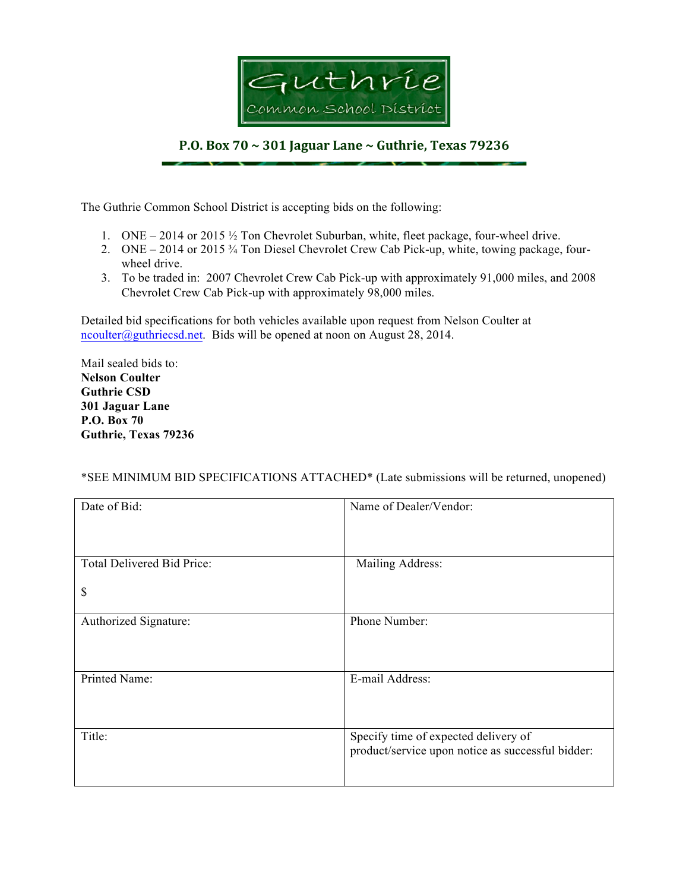# Guthrie

## Common School District

**P.O. Box 70 ~ 301 Jaguar Lane ~ Guthrie, Texas 79236**

The Guthrie Common School District is accepting bids on the following:

1. ONE – 2014 or 2015 ½ Ton Chevrolet Suburban, white, fleet package, four-wheel drive.
2. ONE – 2014 or 2015 ¾ Ton Diesel Chevrolet Crew Cab Pick-up, white, towing package, four-wheel drive.
3. To be traded in: 2007 Chevrolet Crew Cab Pick-up with approximately 91,000 miles, and 2008 Chevrolet Crew Cab Pick-up with approximately 98,000 miles.

Detailed bid specifications for both vehicles available upon request from Nelson Coulter at ncoulter@guthriecsd.net. Bids will be opened at noon on August 28, 2014.

Mail sealed bids to:
**Nelson Coulter**
**Guthrie CSD**
**301 Jaguar Lane**
**P.O. Box 70**
**Guthrie, Texas 79236**

*SEE MINIMUM BID SPECIFICATIONS ATTACHED* (Late submissions will be returned, unopened)

| | |
|---|---|
| Date of Bid: | Name of Dealer/Vendor: |
| Total Delivered Bid Price:<br><br>$ | Mailing Address: |
| Authorized Signature: | Phone Number: |
| Printed Name: | E-mail Address: |
| Title: | Specify time of expected delivery of product/service upon notice as successful bidder: |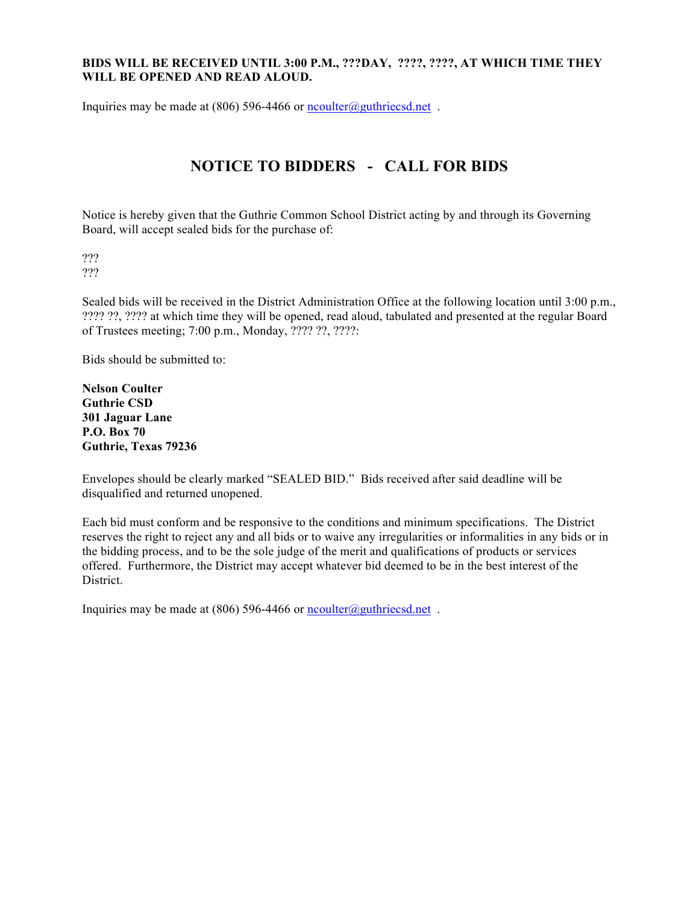**BIDS WILL BE RECEIVED UNTIL 3:00 P.M., ???DAY, ????, ????, AT WHICH TIME THEY WILL BE OPENED AND READ ALOUD.**

Inquiries may be made at (806) 596-4466 or ncoulter@guthriecsd.net .

# NOTICE TO BIDDERS - CALL FOR BIDS

Notice is hereby given that the Guthrie Common School District acting by and through its Governing Board, will accept sealed bids for the purchase of:

???
???

Sealed bids will be received in the District Administration Office at the following location until 3:00 p.m., ???? ??, ???? at which time they will be opened, read aloud, tabulated and presented at the regular Board of Trustees meeting; 7:00 p.m., Monday, ???? ??, ????:

Bids should be submitted to:

**Nelson Coulter**
**Guthrie CSD**
**301 Jaguar Lane**
**P.O. Box 70**
**Guthrie, Texas 79236**

Envelopes should be clearly marked "SEALED BID." Bids received after said deadline will be disqualified and returned unopened.

Each bid must conform and be responsive to the conditions and minimum specifications. The District reserves the right to reject any and all bids or to waive any irregularities or informalities in any bids or in the bidding process, and to be the sole judge of the merit and qualifications of products or services offered. Furthermore, the District may accept whatever bid deemed to be in the best interest of the District.

Inquiries may be made at (806) 596-4466 or ncoulter@guthriecsd.net .